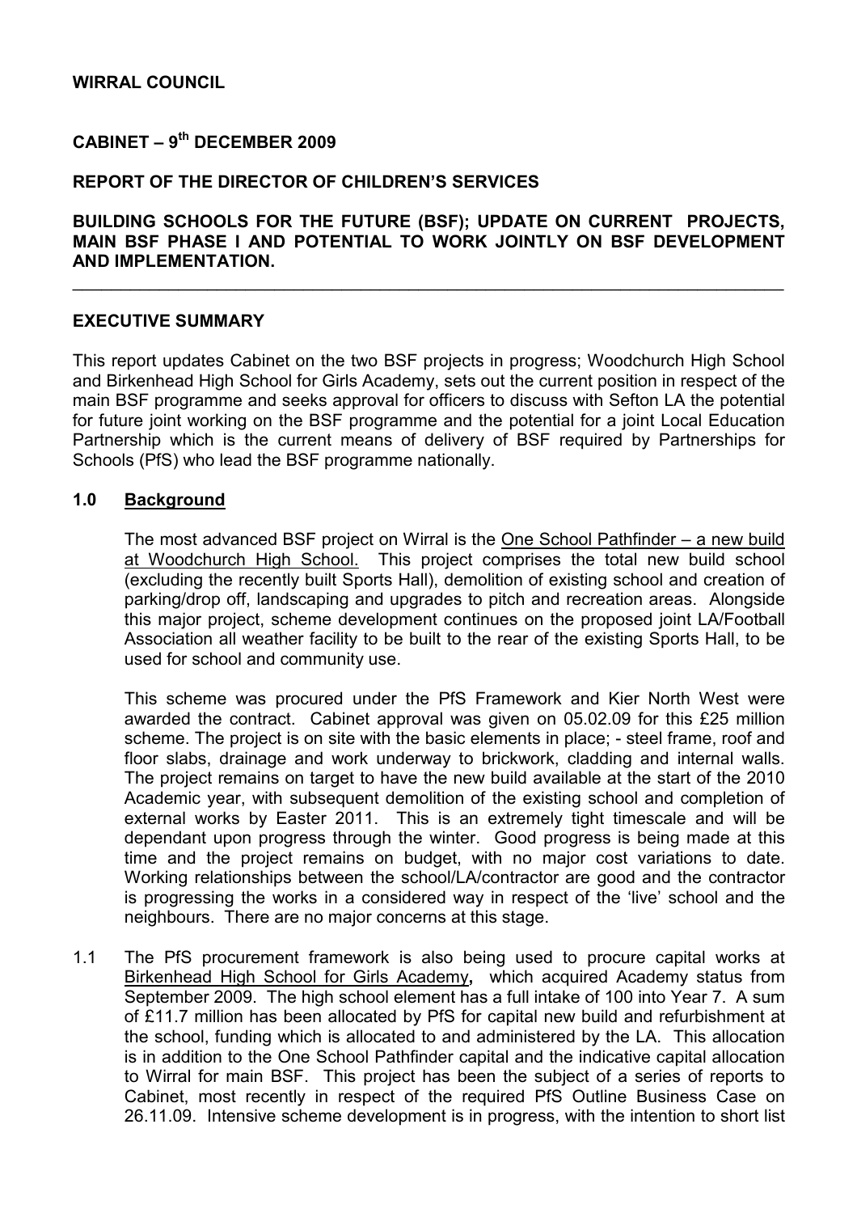**WIRRAL COUNCIL**

**CABINET – 9th DECEMBER 2009**

**REPORT OF THE DIRECTOR OF CHILDREN'S SERVICES**

**BUILDING SCHOOLS FOR THE FUTURE (BSF); UPDATE ON CURRENT PROJECTS, MAIN BSF PHASE I AND POTENTIAL TO WORK JOINTLY ON BSF DEVELOPMENT AND IMPLEMENTATION.**

---

## EXECUTIVE SUMMARY

This report updates Cabinet on the two BSF projects in progress; Woodchurch High School and Birkenhead High School for Girls Academy, sets out the current position in respect of the main BSF programme and seeks approval for officers to discuss with Sefton LA the potential for future joint working on the BSF programme and the potential for a joint Local Education Partnership which is the current means of delivery of BSF required by Partnerships for Schools (PfS) who lead the BSF programme nationally.

## 1.0 Background

The most advanced BSF project on Wirral is the One School Pathfinder – a new build at Woodchurch High School. This project comprises the total new build school (excluding the recently built Sports Hall), demolition of existing school and creation of parking/drop off, landscaping and upgrades to pitch and recreation areas. Alongside this major project, scheme development continues on the proposed joint LA/Football Association all weather facility to be built to the rear of the existing Sports Hall, to be used for school and community use.

This scheme was procured under the PfS Framework and Kier North West were awarded the contract. Cabinet approval was given on 05.02.09 for this £25 million scheme. The project is on site with the basic elements in place; - steel frame, roof and floor slabs, drainage and work underway to brickwork, cladding and internal walls. The project remains on target to have the new build available at the start of the 2010 Academic year, with subsequent demolition of the existing school and completion of external works by Easter 2011. This is an extremely tight timescale and will be dependant upon progress through the winter. Good progress is being made at this time and the project remains on budget, with no major cost variations to date. Working relationships between the school/LA/contractor are good and the contractor is progressing the works in a considered way in respect of the 'live' school and the neighbours. There are no major concerns at this stage.

1.1 The PfS procurement framework is also being used to procure capital works at Birkenhead High School for Girls Academy**,** which acquired Academy status from September 2009. The high school element has a full intake of 100 into Year 7. A sum of £11.7 million has been allocated by PfS for capital new build and refurbishment at the school, funding which is allocated to and administered by the LA. This allocation is in addition to the One School Pathfinder capital and the indicative capital allocation to Wirral for main BSF. This project has been the subject of a series of reports to Cabinet, most recently in respect of the required PfS Outline Business Case on 26.11.09. Intensive scheme development is in progress, with the intention to short list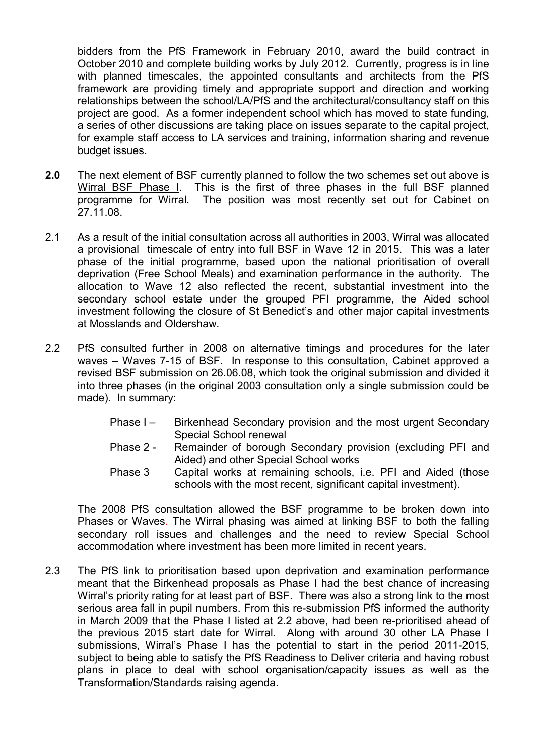bidders from the PfS Framework in February 2010, award the build contract in October 2010 and complete building works by July 2012. Currently, progress is in line with planned timescales, the appointed consultants and architects from the PfS framework are providing timely and appropriate support and direction and working relationships between the school/LA/PfS and the architectural/consultancy staff on this project are good. As a former independent school which has moved to state funding, a series of other discussions are taking place on issues separate to the capital project, for example staff access to LA services and training, information sharing and revenue budget issues.

**2.0** The next element of BSF currently planned to follow the two schemes set out above is Wirral BSF Phase I. This is the first of three phases in the full BSF planned programme for Wirral. The position was most recently set out for Cabinet on 27.11.08.

2.1 As a result of the initial consultation across all authorities in 2003, Wirral was allocated a provisional timescale of entry into full BSF in Wave 12 in 2015. This was a later phase of the initial programme, based upon the national prioritisation of overall deprivation (Free School Meals) and examination performance in the authority. The allocation to Wave 12 also reflected the recent, substantial investment into the secondary school estate under the grouped PFI programme, the Aided school investment following the closure of St Benedict's and other major capital investments at Mosslands and Oldershaw.

2.2 PfS consulted further in 2008 on alternative timings and procedures for the later waves – Waves 7-15 of BSF. In response to this consultation, Cabinet approved a revised BSF submission on 26.06.08, which took the original submission and divided it into three phases (in the original 2003 consultation only a single submission could be made). In summary:

- Phase I – Birkenhead Secondary provision and the most urgent Secondary Special School renewal
- Phase 2 - Remainder of borough Secondary provision (excluding PFI and Aided) and other Special School works
- Phase 3 Capital works at remaining schools, i.e. PFI and Aided (those schools with the most recent, significant capital investment).

The 2008 PfS consultation allowed the BSF programme to be broken down into Phases or Waves. The Wirral phasing was aimed at linking BSF to both the falling secondary roll issues and challenges and the need to review Special School accommodation where investment has been more limited in recent years.

2.3 The PfS link to prioritisation based upon deprivation and examination performance meant that the Birkenhead proposals as Phase I had the best chance of increasing Wirral's priority rating for at least part of BSF. There was also a strong link to the most serious area fall in pupil numbers. From this re-submission PfS informed the authority in March 2009 that the Phase I listed at 2.2 above, had been re-prioritised ahead of the previous 2015 start date for Wirral. Along with around 30 other LA Phase I submissions, Wirral's Phase I has the potential to start in the period 2011-2015, subject to being able to satisfy the PfS Readiness to Deliver criteria and having robust plans in place to deal with school organisation/capacity issues as well as the Transformation/Standards raising agenda.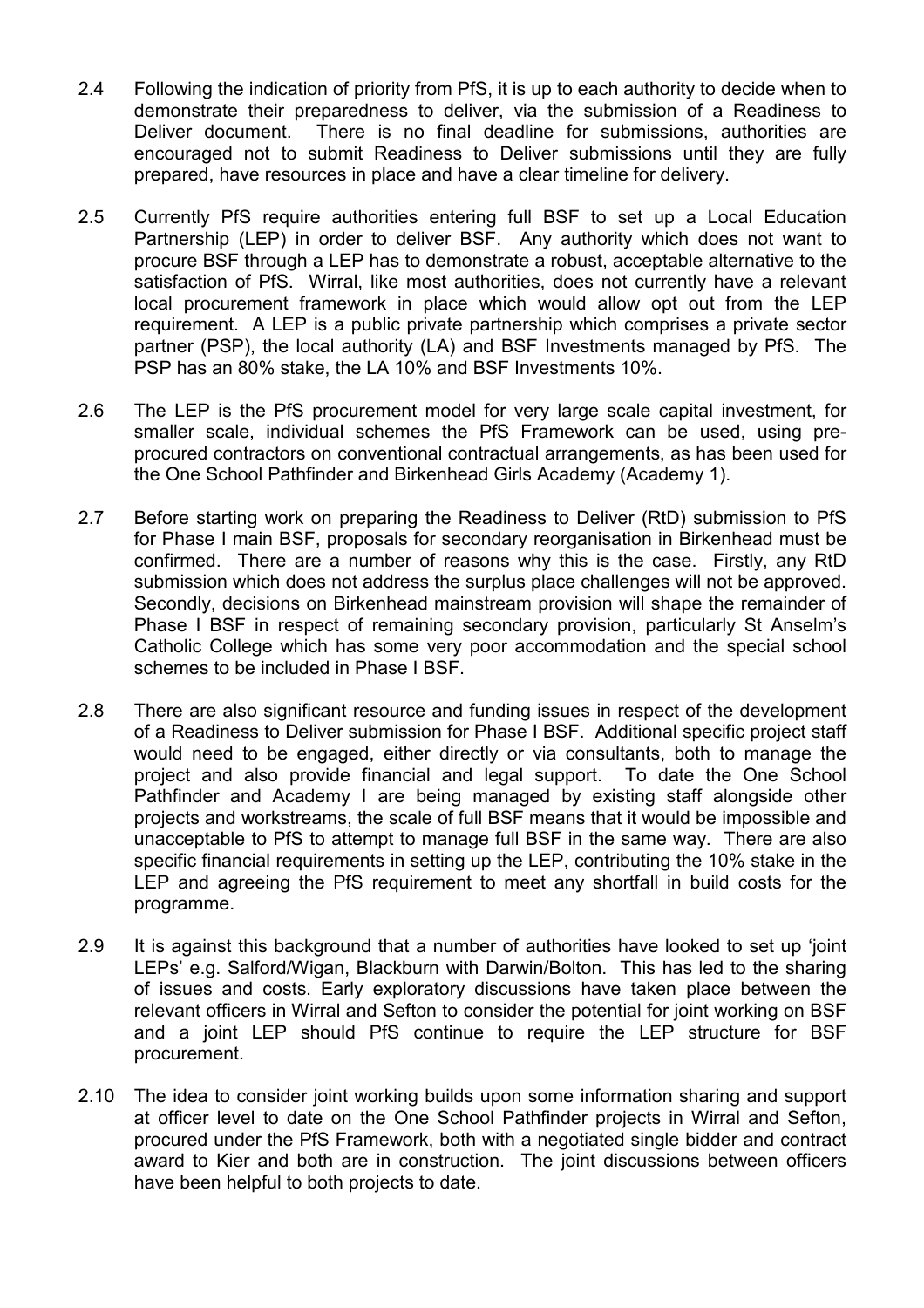2.4 Following the indication of priority from PfS, it is up to each authority to decide when to demonstrate their preparedness to deliver, via the submission of a Readiness to Deliver document. There is no final deadline for submissions, authorities are encouraged not to submit Readiness to Deliver submissions until they are fully prepared, have resources in place and have a clear timeline for delivery.

2.5 Currently PfS require authorities entering full BSF to set up a Local Education Partnership (LEP) in order to deliver BSF. Any authority which does not want to procure BSF through a LEP has to demonstrate a robust, acceptable alternative to the satisfaction of PfS. Wirral, like most authorities, does not currently have a relevant local procurement framework in place which would allow opt out from the LEP requirement. A LEP is a public private partnership which comprises a private sector partner (PSP), the local authority (LA) and BSF Investments managed by PfS. The PSP has an 80% stake, the LA 10% and BSF Investments 10%.

2.6 The LEP is the PfS procurement model for very large scale capital investment, for smaller scale, individual schemes the PfS Framework can be used, using pre-procured contractors on conventional contractual arrangements, as has been used for the One School Pathfinder and Birkenhead Girls Academy (Academy 1).

2.7 Before starting work on preparing the Readiness to Deliver (RtD) submission to PfS for Phase I main BSF, proposals for secondary reorganisation in Birkenhead must be confirmed. There are a number of reasons why this is the case. Firstly, any RtD submission which does not address the surplus place challenges will not be approved. Secondly, decisions on Birkenhead mainstream provision will shape the remainder of Phase I BSF in respect of remaining secondary provision, particularly St Anselm's Catholic College which has some very poor accommodation and the special school schemes to be included in Phase I BSF.

2.8 There are also significant resource and funding issues in respect of the development of a Readiness to Deliver submission for Phase I BSF. Additional specific project staff would need to be engaged, either directly or via consultants, both to manage the project and also provide financial and legal support. To date the One School Pathfinder and Academy I are being managed by existing staff alongside other projects and workstreams, the scale of full BSF means that it would be impossible and unacceptable to PfS to attempt to manage full BSF in the same way. There are also specific financial requirements in setting up the LEP, contributing the 10% stake in the LEP and agreeing the PfS requirement to meet any shortfall in build costs for the programme.

2.9 It is against this background that a number of authorities have looked to set up 'joint LEPs' e.g. Salford/Wigan, Blackburn with Darwin/Bolton. This has led to the sharing of issues and costs. Early exploratory discussions have taken place between the relevant officers in Wirral and Sefton to consider the potential for joint working on BSF and a joint LEP should PfS continue to require the LEP structure for BSF procurement.

2.10 The idea to consider joint working builds upon some information sharing and support at officer level to date on the One School Pathfinder projects in Wirral and Sefton, procured under the PfS Framework, both with a negotiated single bidder and contract award to Kier and both are in construction. The joint discussions between officers have been helpful to both projects to date.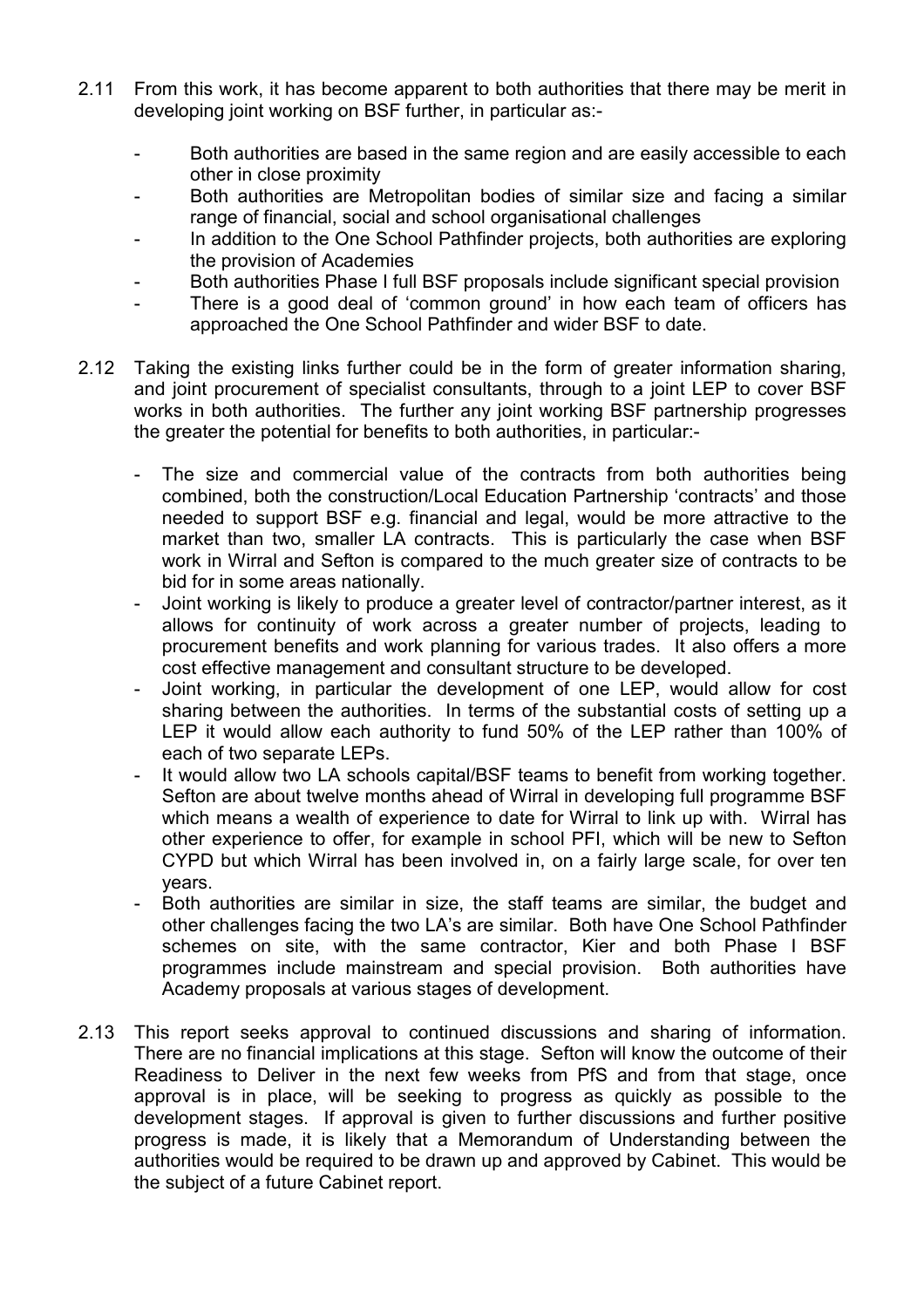2.11 From this work, it has become apparent to both authorities that there may be merit in developing joint working on BSF further, in particular as:-

- Both authorities are based in the same region and are easily accessible to each other in close proximity
- Both authorities are Metropolitan bodies of similar size and facing a similar range of financial, social and school organisational challenges
- In addition to the One School Pathfinder projects, both authorities are exploring the provision of Academies
- Both authorities Phase I full BSF proposals include significant special provision
- There is a good deal of 'common ground' in how each team of officers has approached the One School Pathfinder and wider BSF to date.

2.12 Taking the existing links further could be in the form of greater information sharing, and joint procurement of specialist consultants, through to a joint LEP to cover BSF works in both authorities. The further any joint working BSF partnership progresses the greater the potential for benefits to both authorities, in particular:-

- The size and commercial value of the contracts from both authorities being combined, both the construction/Local Education Partnership 'contracts' and those needed to support BSF e.g. financial and legal, would be more attractive to the market than two, smaller LA contracts. This is particularly the case when BSF work in Wirral and Sefton is compared to the much greater size of contracts to be bid for in some areas nationally.
- Joint working is likely to produce a greater level of contractor/partner interest, as it allows for continuity of work across a greater number of projects, leading to procurement benefits and work planning for various trades. It also offers a more cost effective management and consultant structure to be developed.
- Joint working, in particular the development of one LEP, would allow for cost sharing between the authorities. In terms of the substantial costs of setting up a LEP it would allow each authority to fund 50% of the LEP rather than 100% of each of two separate LEPs.
- It would allow two LA schools capital/BSF teams to benefit from working together. Sefton are about twelve months ahead of Wirral in developing full programme BSF which means a wealth of experience to date for Wirral to link up with. Wirral has other experience to offer, for example in school PFI, which will be new to Sefton CYPD but which Wirral has been involved in, on a fairly large scale, for over ten years.
- Both authorities are similar in size, the staff teams are similar, the budget and other challenges facing the two LA's are similar. Both have One School Pathfinder schemes on site, with the same contractor, Kier and both Phase I BSF programmes include mainstream and special provision. Both authorities have Academy proposals at various stages of development.

2.13 This report seeks approval to continued discussions and sharing of information. There are no financial implications at this stage. Sefton will know the outcome of their Readiness to Deliver in the next few weeks from PfS and from that stage, once approval is in place, will be seeking to progress as quickly as possible to the development stages. If approval is given to further discussions and further positive progress is made, it is likely that a Memorandum of Understanding between the authorities would be required to be drawn up and approved by Cabinet. This would be the subject of a future Cabinet report.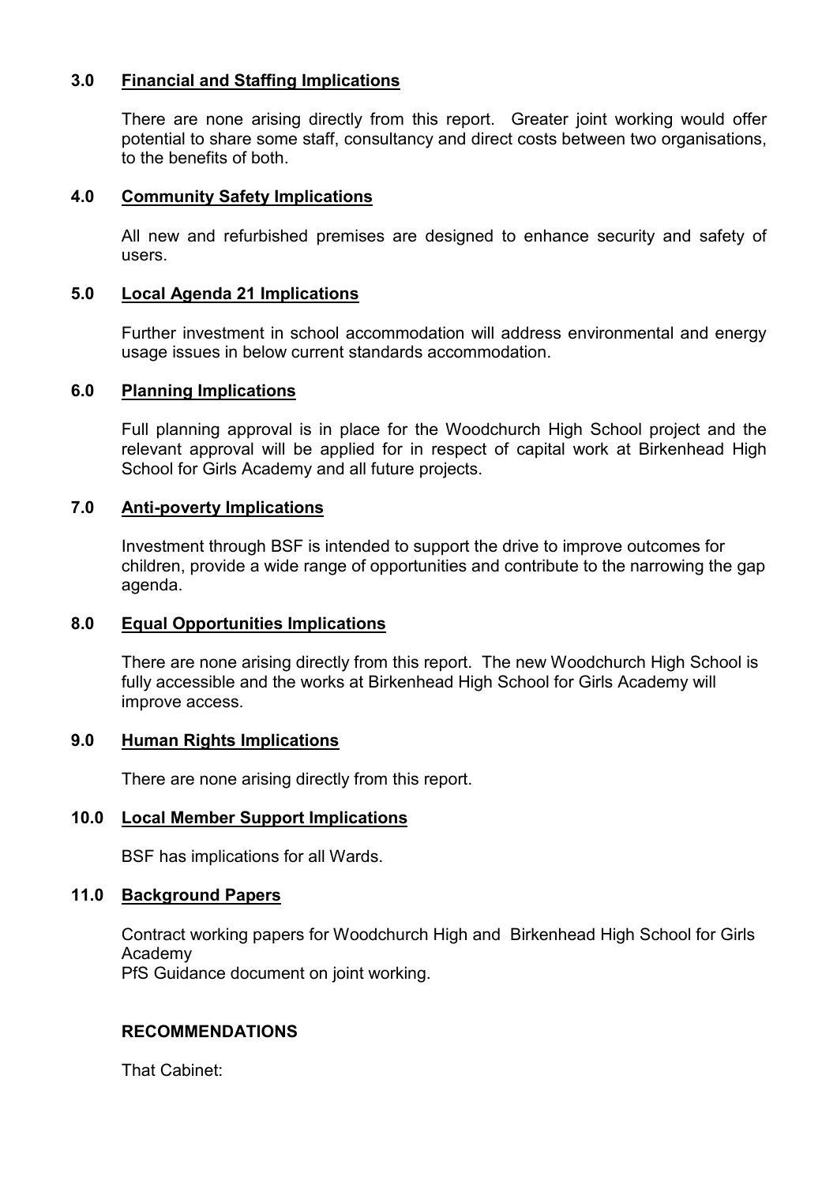## 3.0 Financial and Staffing Implications

There are none arising directly from this report. Greater joint working would offer potential to share some staff, consultancy and direct costs between two organisations, to the benefits of both.

## 4.0 Community Safety Implications

All new and refurbished premises are designed to enhance security and safety of users.

## 5.0 Local Agenda 21 Implications

Further investment in school accommodation will address environmental and energy usage issues in below current standards accommodation.

## 6.0 Planning Implications

Full planning approval is in place for the Woodchurch High School project and the relevant approval will be applied for in respect of capital work at Birkenhead High School for Girls Academy and all future projects.

## 7.0 Anti-poverty Implications

Investment through BSF is intended to support the drive to improve outcomes for children, provide a wide range of opportunities and contribute to the narrowing the gap agenda.

## 8.0 Equal Opportunities Implications

There are none arising directly from this report. The new Woodchurch High School is fully accessible and the works at Birkenhead High School for Girls Academy will improve access.

## 9.0 Human Rights Implications

There are none arising directly from this report.

## 10.0 Local Member Support Implications

BSF has implications for all Wards.

## 11.0 Background Papers

Contract working papers for Woodchurch High and Birkenhead High School for Girls Academy
PfS Guidance document on joint working.

**RECOMMENDATIONS**

That Cabinet: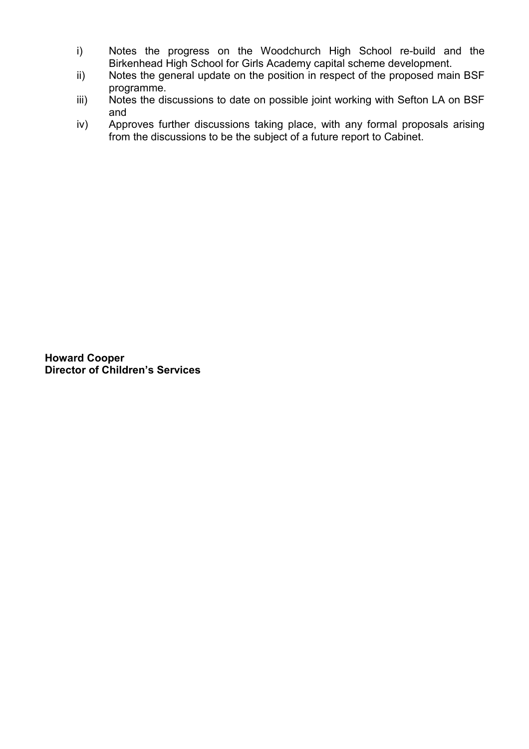i) Notes the progress on the Woodchurch High School re-build and the Birkenhead High School for Girls Academy capital scheme development.
ii) Notes the general update on the position in respect of the proposed main BSF programme.
iii) Notes the discussions to date on possible joint working with Sefton LA on BSF and
iv) Approves further discussions taking place, with any formal proposals arising from the discussions to be the subject of a future report to Cabinet.

**Howard Cooper**
**Director of Children's Services**